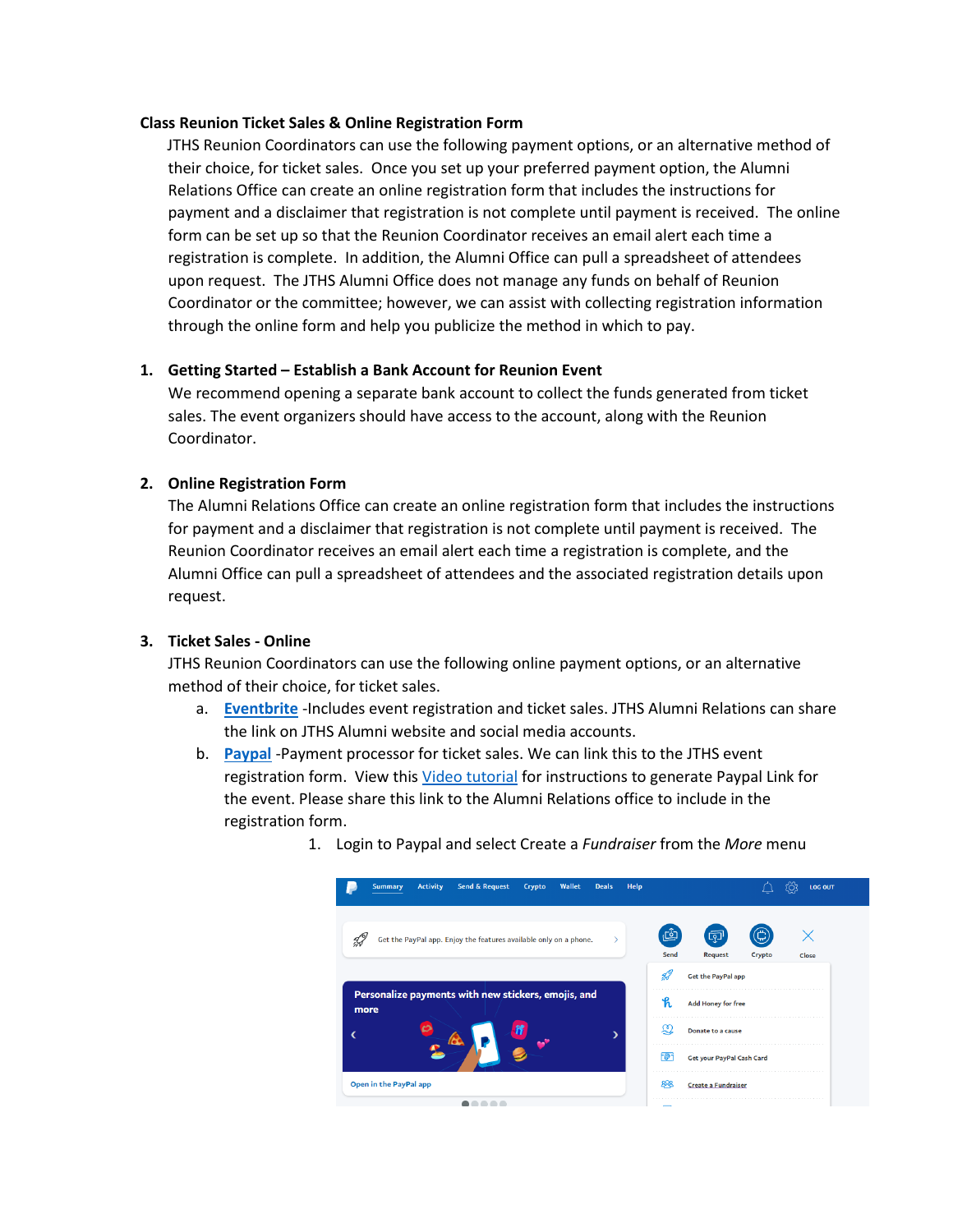**Class Reunion Ticket Sales & Online Registration Form**

JTHS Reunion Coordinators can use the following payment options, or an alternative method of their choice, for ticket sales. Once you set up your preferred payment option, the Alumni Relations Office can create an online registration form that includes the instructions for payment and a disclaimer that registration is not complete until payment is received. The online form can be set up so that the Reunion Coordinator receives an email alert each time a registration is complete. In addition, the Alumni Office can pull a spreadsheet of attendees upon request. The JTHS Alumni Office does not manage any funds on behalf of Reunion Coordinator or the committee; however, we can assist with collecting registration information through the online form and help you publicize the method in which to pay.

1. **Getting Started – Establish a Bank Account for Reunion Event**
   We recommend opening a separate bank account to collect the funds generated from ticket sales. The event organizers should have access to the account, along with the Reunion Coordinator.

2. **Online Registration Form**
   The Alumni Relations Office can create an online registration form that includes the instructions for payment and a disclaimer that registration is not complete until payment is received. The Reunion Coordinator receives an email alert each time a registration is complete, and the Alumni Office can pull a spreadsheet of attendees and the associated registration details upon request.

3. **Ticket Sales - Online**
   JTHS Reunion Coordinators can use the following online payment options, or an alternative method of their choice, for ticket sales.
   a. **Eventbrite** -Includes event registration and ticket sales. JTHS Alumni Relations can share the link on JTHS Alumni website and social media accounts.
   b. **Paypal** -Payment processor for ticket sales. We can link this to the JTHS event registration form. View this Video tutorial for instructions to generate Paypal Link for the event. Please share this link to the Alumni Relations office to include in the registration form.
      1. Login to Paypal and select Create a *Fundraiser* from the *More* menu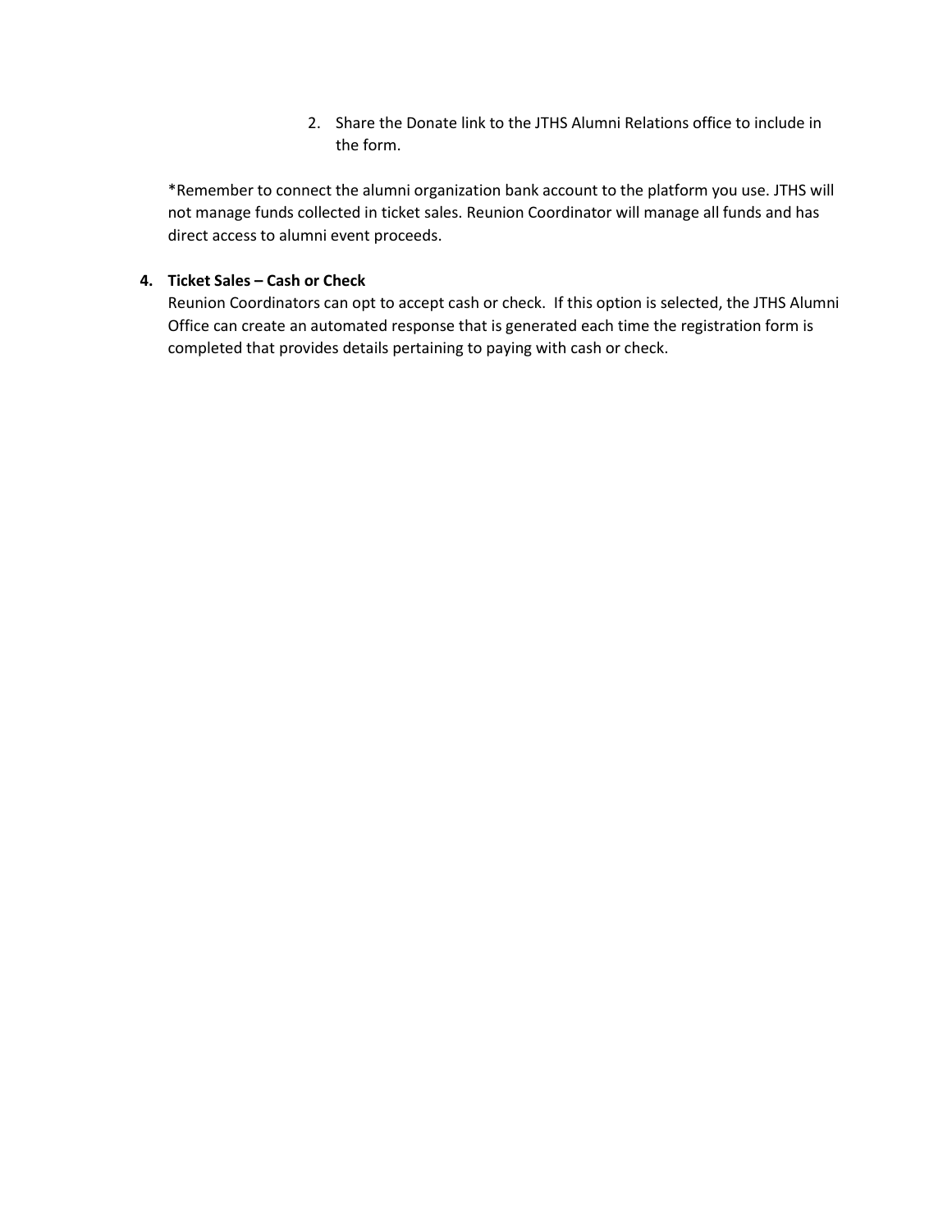2. Share the Donate link to the JTHS Alumni Relations office to include in the form.

*Remember to connect the alumni organization bank account to the platform you use. JTHS will not manage funds collected in ticket sales. Reunion Coordinator will manage all funds and has direct access to alumni event proceeds.

4. **Ticket Sales – Cash or Check**

   Reunion Coordinators can opt to accept cash or check. If this option is selected, the JTHS Alumni Office can create an automated response that is generated each time the registration form is completed that provides details pertaining to paying with cash or check.